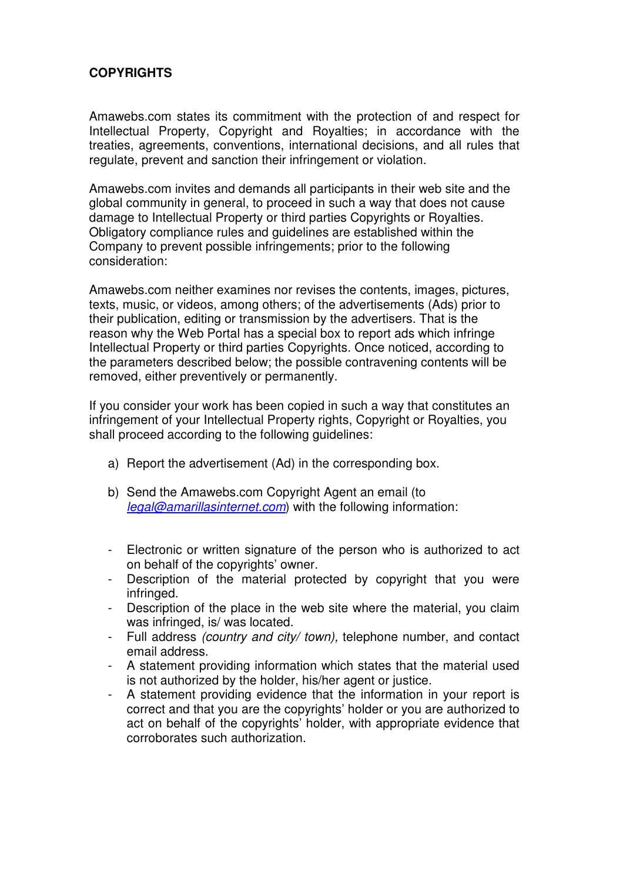**COPYRIGHTS**

Amawebs.com states its commitment with the protection of and respect for Intellectual Property, Copyright and Royalties; in accordance with the treaties, agreements, conventions, international decisions, and all rules that regulate, prevent and sanction their infringement or violation.

Amawebs.com invites and demands all participants in their web site and the global community in general, to proceed in such a way that does not cause damage to Intellectual Property or third parties Copyrights or Royalties. Obligatory compliance rules and guidelines are established within the Company to prevent possible infringements; prior to the following consideration:

Amawebs.com neither examines nor revises the contents, images, pictures, texts, music, or videos, among others; of the advertisements (Ads) prior to their publication, editing or transmission by the advertisers. That is the reason why the Web Portal has a special box to report ads which infringe Intellectual Property or third parties Copyrights. Once noticed, according to the parameters described below; the possible contravening contents will be removed, either preventively or permanently.

If you consider your work has been copied in such a way that constitutes an infringement of your Intellectual Property rights, Copyright or Royalties, you shall proceed according to the following guidelines:

a) Report the advertisement (Ad) in the corresponding box.

b) Send the Amawebs.com Copyright Agent an email (to *legal@amarillasinternet.com*) with the following information:

- Electronic or written signature of the person who is authorized to act on behalf of the copyrights' owner.
- Description of the material protected by copyright that you were infringed.
- Description of the place in the web site where the material, you claim was infringed, is/ was located.
- Full address *(country and city/ town),* telephone number, and contact email address.
- A statement providing information which states that the material used is not authorized by the holder, his/her agent or justice.
- A statement providing evidence that the information in your report is correct and that you are the copyrights' holder or you are authorized to act on behalf of the copyrights' holder, with appropriate evidence that corroborates such authorization.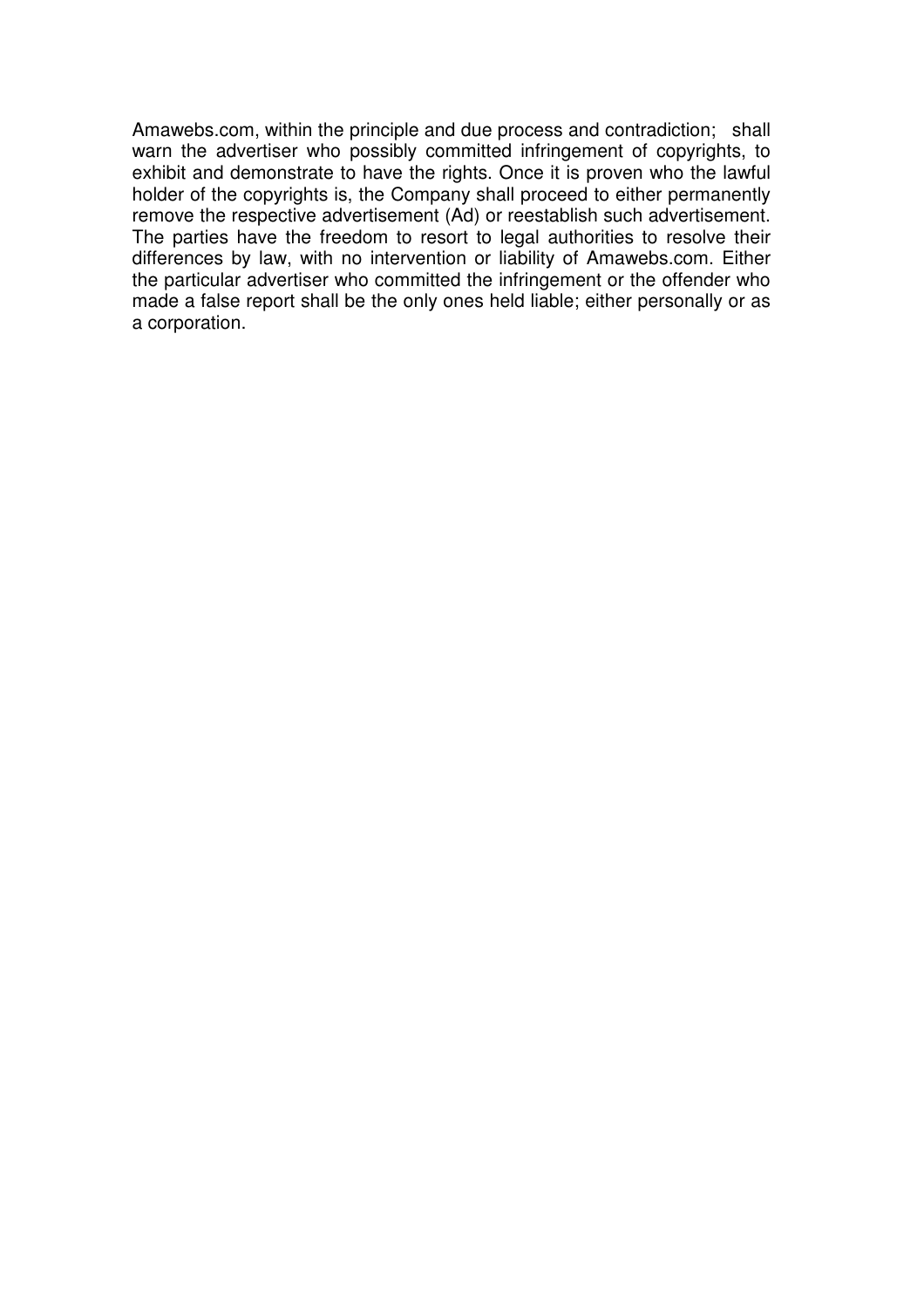Amawebs.com, within the principle and due process and contradiction; shall warn the advertiser who possibly committed infringement of copyrights, to exhibit and demonstrate to have the rights. Once it is proven who the lawful holder of the copyrights is, the Company shall proceed to either permanently remove the respective advertisement (Ad) or reestablish such advertisement. The parties have the freedom to resort to legal authorities to resolve their differences by law, with no intervention or liability of Amawebs.com. Either the particular advertiser who committed the infringement or the offender who made a false report shall be the only ones held liable; either personally or as a corporation.